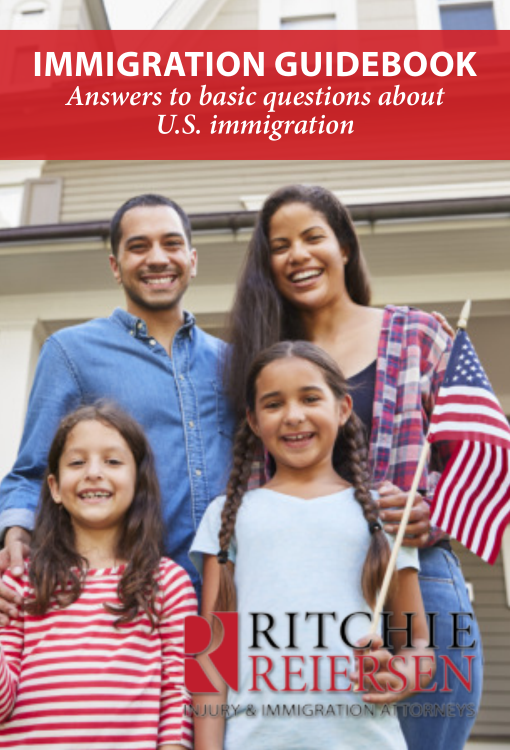# IMMIGRATION GUIDEBOOK

*Answers to basic questions about U.S. immigration*

RITCHIE REIERSEN

INJURY & IMMIGRATION ATTORNEYS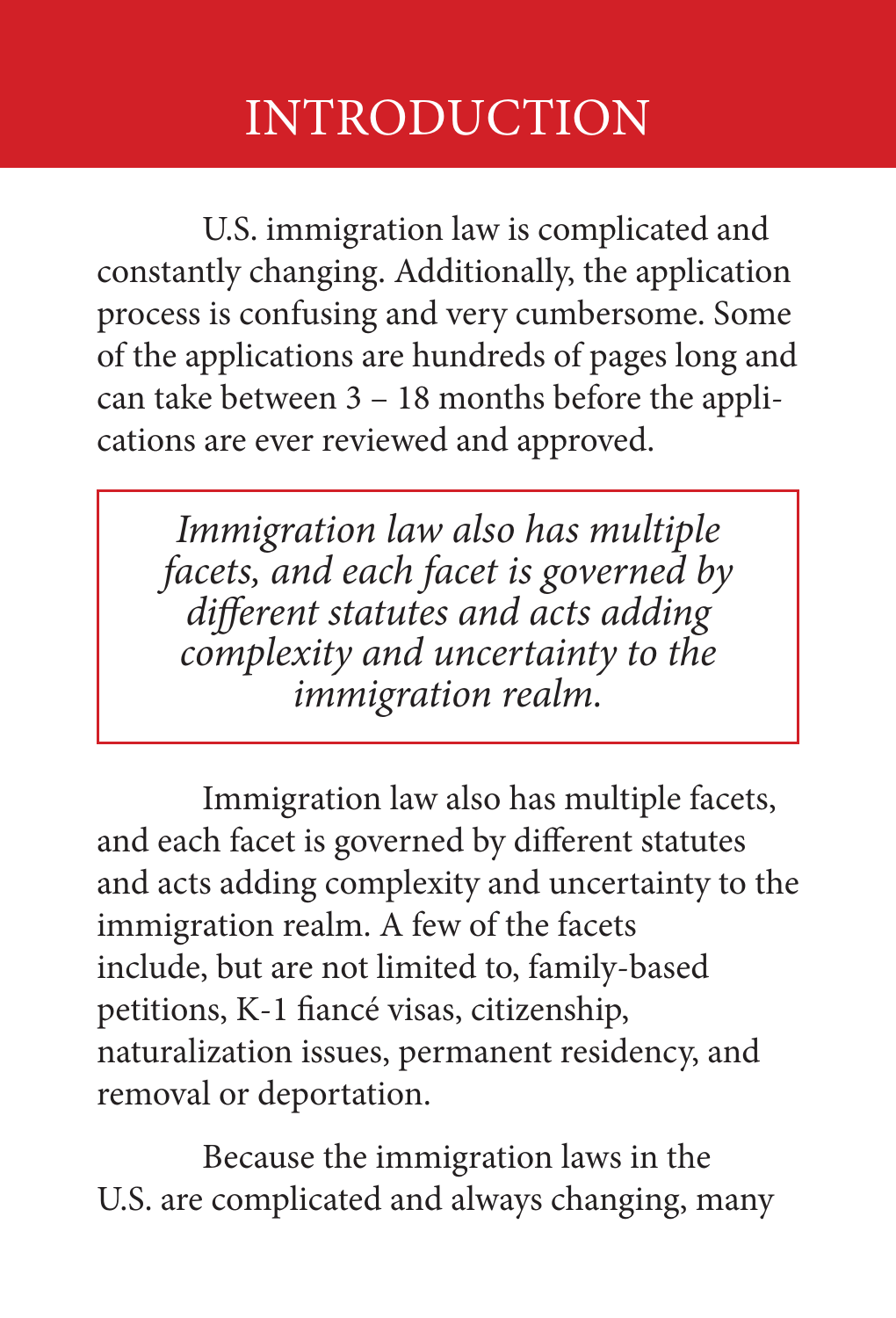# INTRODUCTION

U.S. immigration law is complicated and constantly changing. Additionally, the application process is confusing and very cumbersome. Some of the applications are hundreds of pages long and can take between 3 – 18 months before the applications are ever reviewed and approved.

> *Immigration law also has multiple facets, and each facet is governed by different statutes and acts adding complexity and uncertainty to the immigration realm.*

Immigration law also has multiple facets, and each facet is governed by different statutes and acts adding complexity and uncertainty to the immigration realm. A few of the facets include, but are not limited to, family-based petitions, K-1 fiancé visas, citizenship, naturalization issues, permanent residency, and removal or deportation.

Because the immigration laws in the U.S. are complicated and always changing, many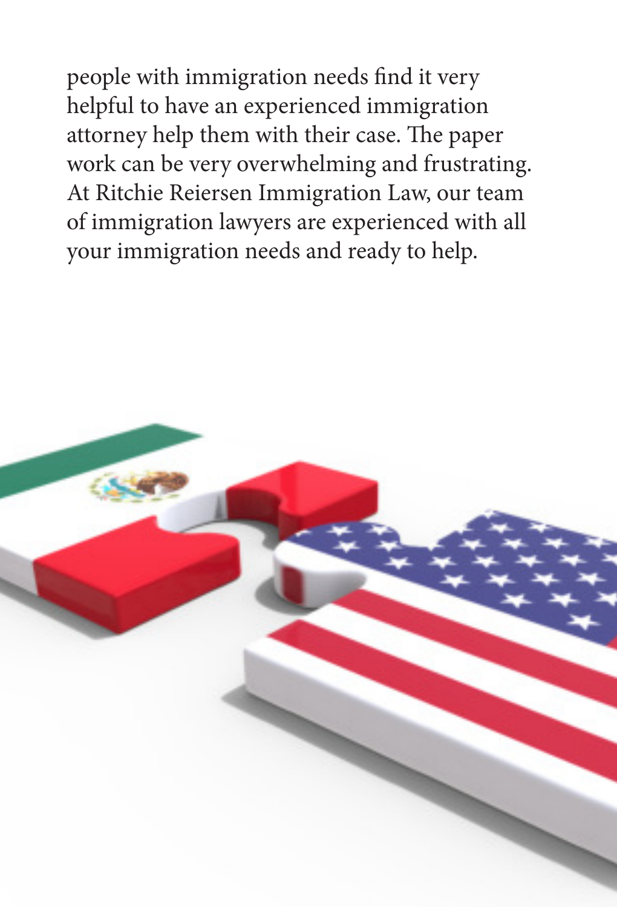people with immigration needs find it very helpful to have an experienced immigration attorney help them with their case. The paper work can be very overwhelming and frustrating. At Ritchie Reiersen Immigration Law, our team of immigration lawyers are experienced with all your immigration needs and ready to help.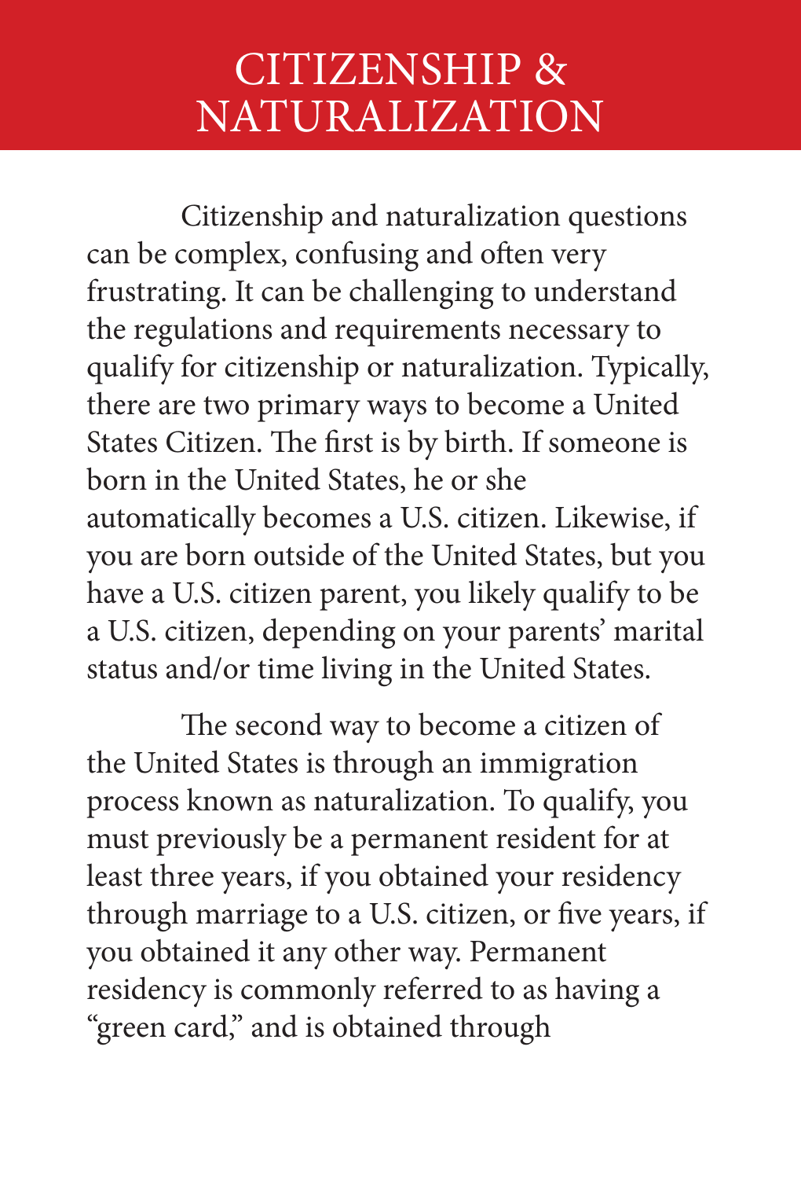# CITIZENSHIP & NATURALIZATION

Citizenship and naturalization questions can be complex, confusing and often very frustrating. It can be challenging to understand the regulations and requirements necessary to qualify for citizenship or naturalization. Typically, there are two primary ways to become a United States Citizen. The first is by birth. If someone is born in the United States, he or she automatically becomes a U.S. citizen. Likewise, if you are born outside of the United States, but you have a U.S. citizen parent, you likely qualify to be a U.S. citizen, depending on your parents' marital status and/or time living in the United States.

The second way to become a citizen of the United States is through an immigration process known as naturalization. To qualify, you must previously be a permanent resident for at least three years, if you obtained your residency through marriage to a U.S. citizen, or five years, if you obtained it any other way. Permanent residency is commonly referred to as having a "green card," and is obtained through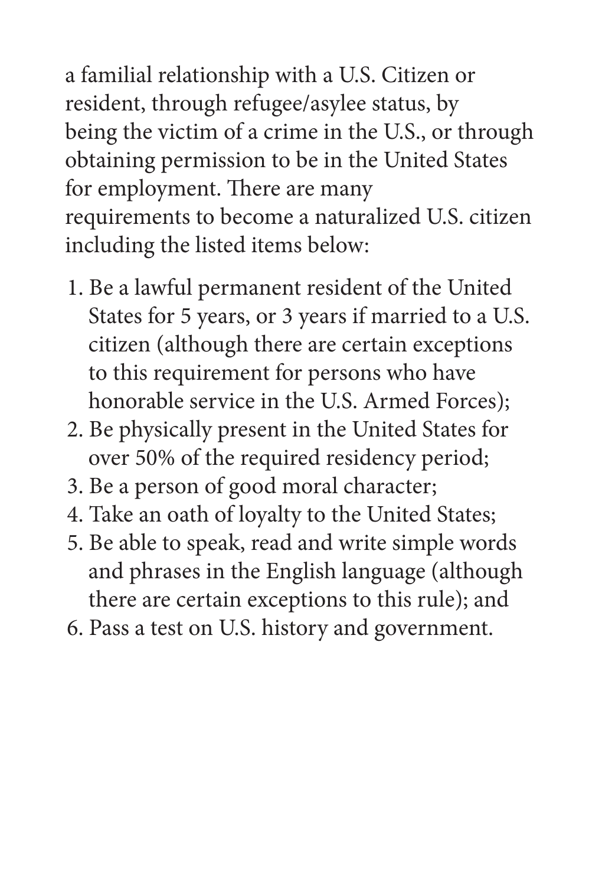a familial relationship with a U.S. Citizen or resident, through refugee/asylee status, by being the victim of a crime in the U.S., or through obtaining permission to be in the United States for employment. There are many requirements to become a naturalized U.S. citizen including the listed items below:

1. Be a lawful permanent resident of the United States for 5 years, or 3 years if married to a U.S. citizen (although there are certain exceptions to this requirement for persons who have honorable service in the U.S. Armed Forces);
2. Be physically present in the United States for over 50% of the required residency period;
3. Be a person of good moral character;
4. Take an oath of loyalty to the United States;
5. Be able to speak, read and write simple words and phrases in the English language (although there are certain exceptions to this rule); and
6. Pass a test on U.S. history and government.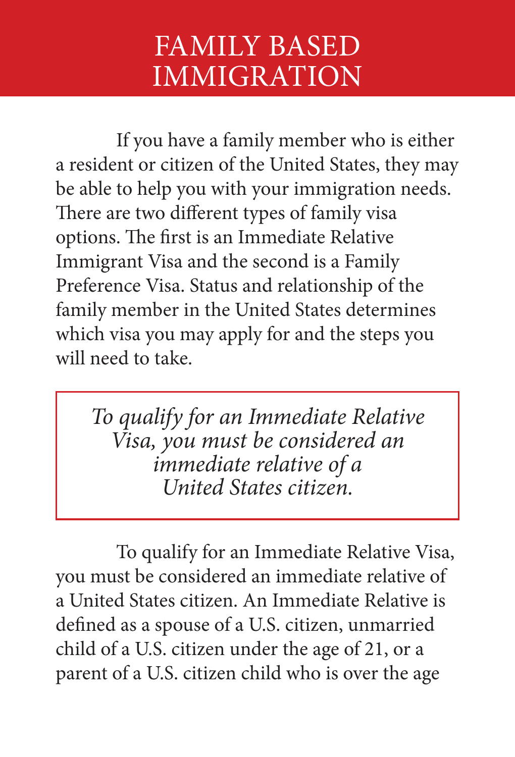# FAMILY BASED IMMIGRATION

If you have a family member who is either a resident or citizen of the United States, they may be able to help you with your immigration needs. There are two different types of family visa options. The first is an Immediate Relative Immigrant Visa and the second is a Family Preference Visa. Status and relationship of the family member in the United States determines which visa you may apply for and the steps you will need to take.

*To qualify for an Immediate Relative Visa, you must be considered an immediate relative of a United States citizen.*

To qualify for an Immediate Relative Visa, you must be considered an immediate relative of a United States citizen. An Immediate Relative is defined as a spouse of a U.S. citizen, unmarried child of a U.S. citizen under the age of 21, or a parent of a U.S. citizen child who is over the age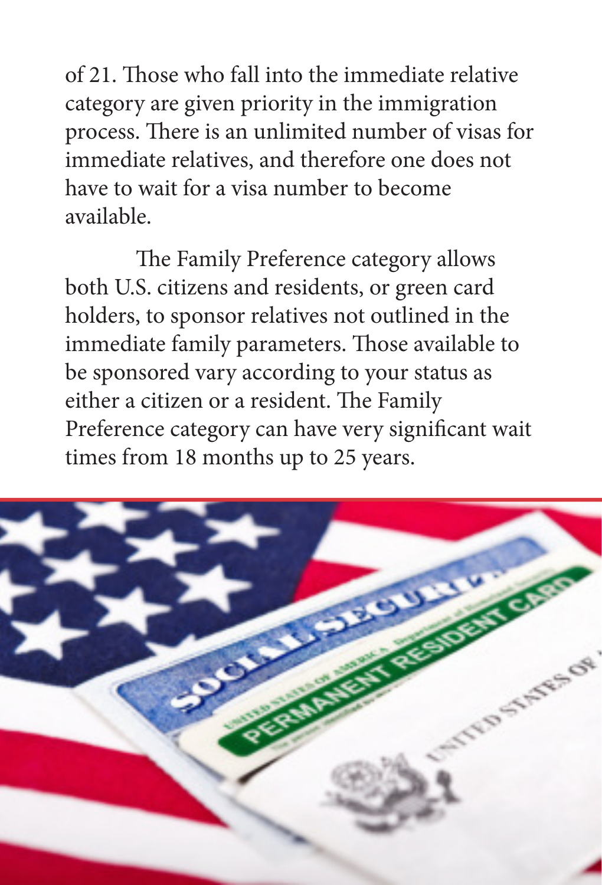of 21. Those who fall into the immediate relative category are given priority in the immigration process. There is an unlimited number of visas for immediate relatives, and therefore one does not have to wait for a visa number to become available.

The Family Preference category allows both U.S. citizens and residents, or green card holders, to sponsor relatives not outlined in the immediate family parameters. Those available to be sponsored vary according to your status as either a citizen or a resident. The Family Preference category can have very significant wait times from 18 months up to 25 years.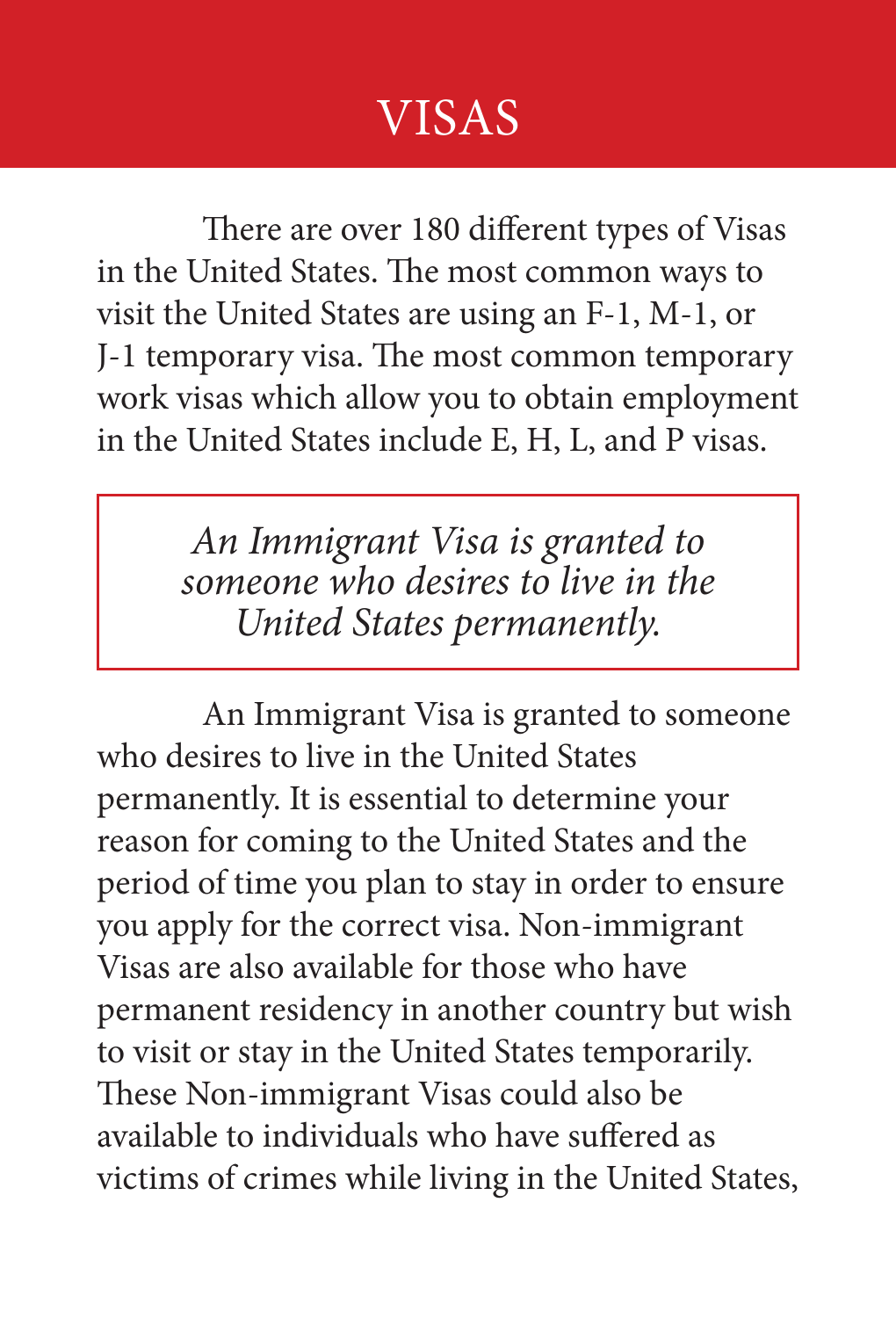# VISAS

There are over 180 different types of Visas in the United States. The most common ways to visit the United States are using an F-1, M-1, or J-1 temporary visa. The most common temporary work visas which allow you to obtain employment in the United States include E, H, L, and P visas.

> *An Immigrant Visa is granted to someone who desires to live in the United States permanently.*

An Immigrant Visa is granted to someone who desires to live in the United States permanently. It is essential to determine your reason for coming to the United States and the period of time you plan to stay in order to ensure you apply for the correct visa. Non-immigrant Visas are also available for those who have permanent residency in another country but wish to visit or stay in the United States temporarily. These Non-immigrant Visas could also be available to individuals who have suffered as victims of crimes while living in the United States,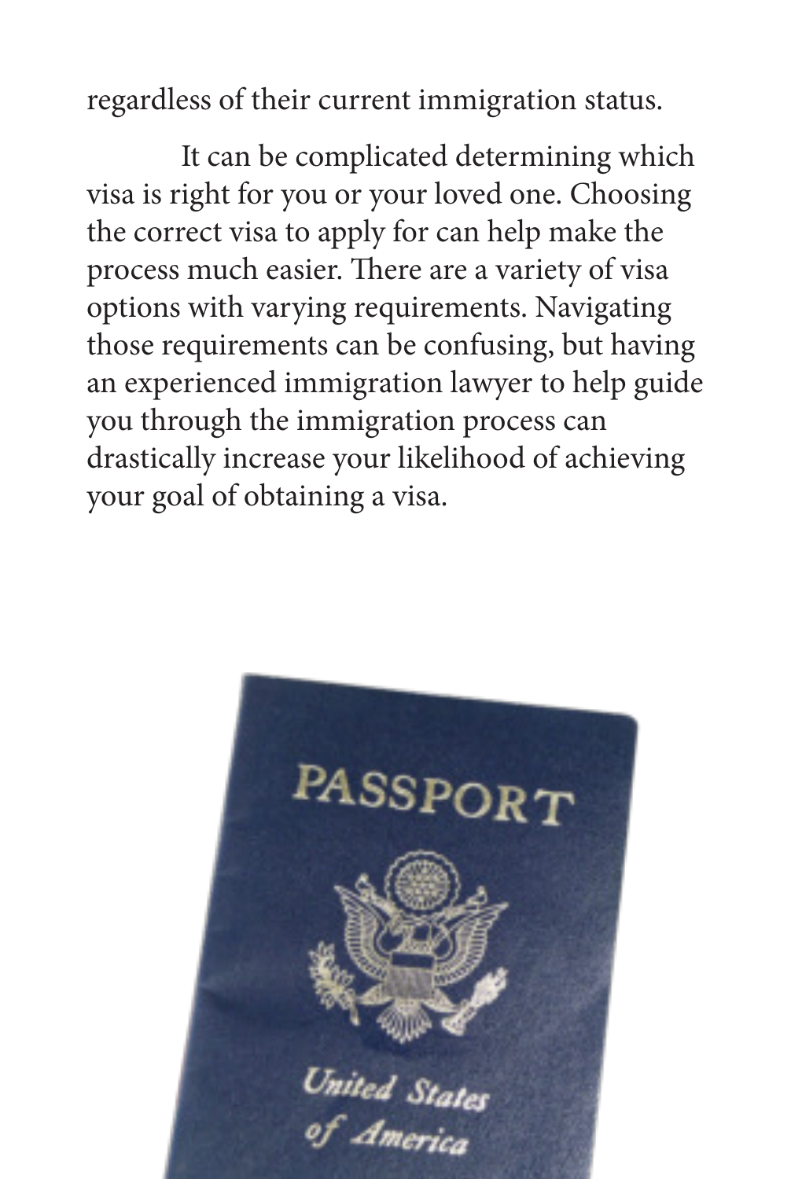regardless of their current immigration status.

It can be complicated determining which visa is right for you or your loved one. Choosing the correct visa to apply for can help make the process much easier. There are a variety of visa options with varying requirements. Navigating those requirements can be confusing, but having an experienced immigration lawyer to help guide you through the immigration process can drastically increase your likelihood of achieving your goal of obtaining a visa.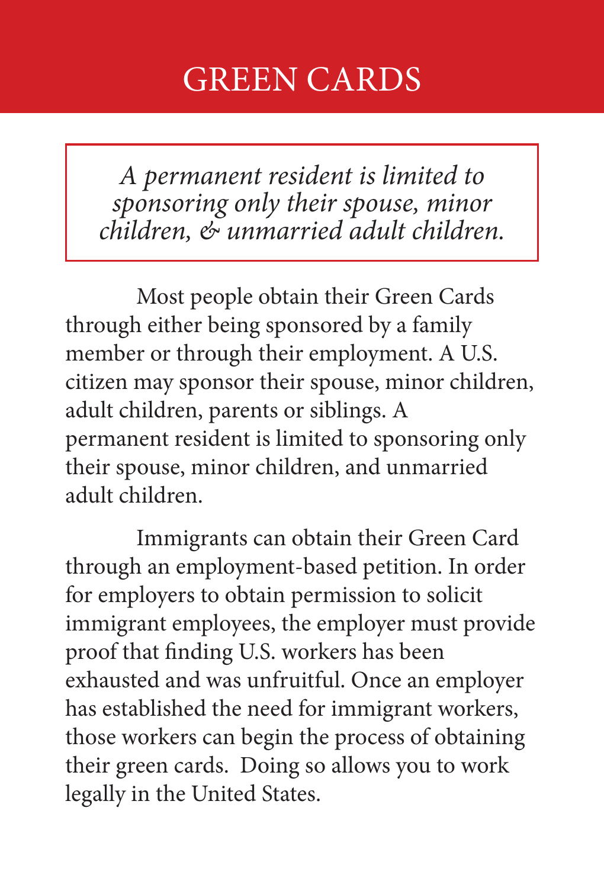# GREEN CARDS

*A permanent resident is limited to sponsoring only their spouse, minor children, & unmarried adult children.*

Most people obtain their Green Cards through either being sponsored by a family member or through their employment. A U.S. citizen may sponsor their spouse, minor children, adult children, parents or siblings. A permanent resident is limited to sponsoring only their spouse, minor children, and unmarried adult children.

Immigrants can obtain their Green Card through an employment-based petition. In order for employers to obtain permission to solicit immigrant employees, the employer must provide proof that finding U.S. workers has been exhausted and was unfruitful. Once an employer has established the need for immigrant workers, those workers can begin the process of obtaining their green cards. Doing so allows you to work legally in the United States.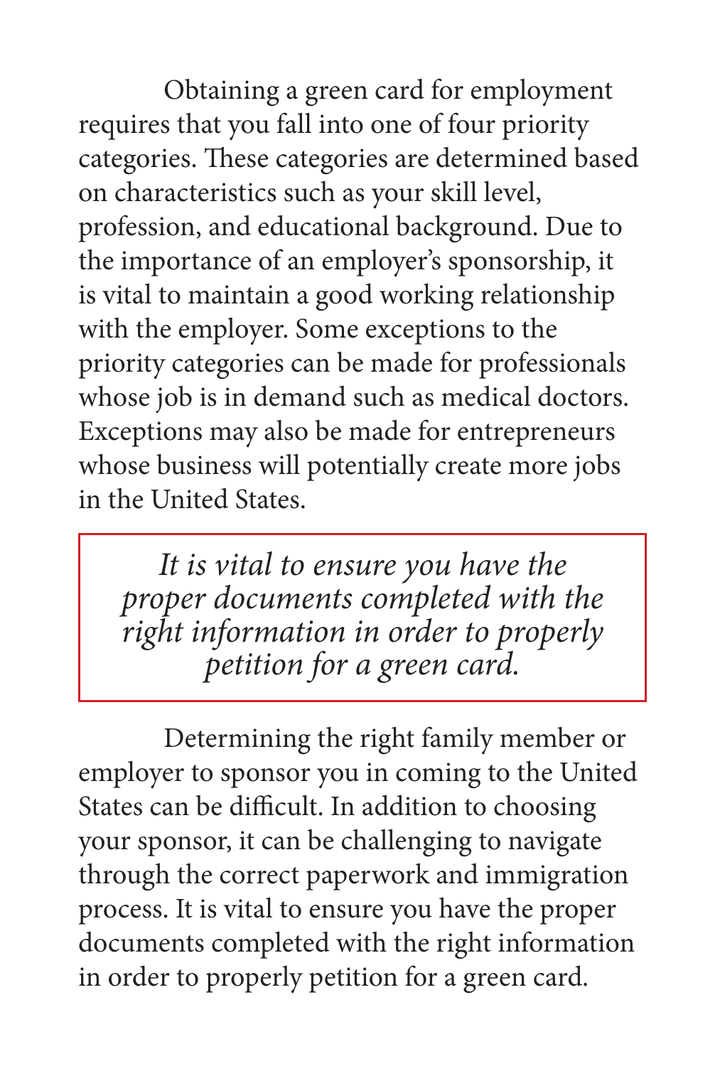Obtaining a green card for employment requires that you fall into one of four priority categories. These categories are determined based on characteristics such as your skill level, profession, and educational background. Due to the importance of an employer's sponsorship, it is vital to maintain a good working relationship with the employer. Some exceptions to the priority categories can be made for professionals whose job is in demand such as medical doctors. Exceptions may also be made for entrepreneurs whose business will potentially create more jobs in the United States.

> *It is vital to ensure you have the proper documents completed with the right information in order to properly petition for a green card.*

Determining the right family member or employer to sponsor you in coming to the United States can be difficult. In addition to choosing your sponsor, it can be challenging to navigate through the correct paperwork and immigration process. It is vital to ensure you have the proper documents completed with the right information in order to properly petition for a green card.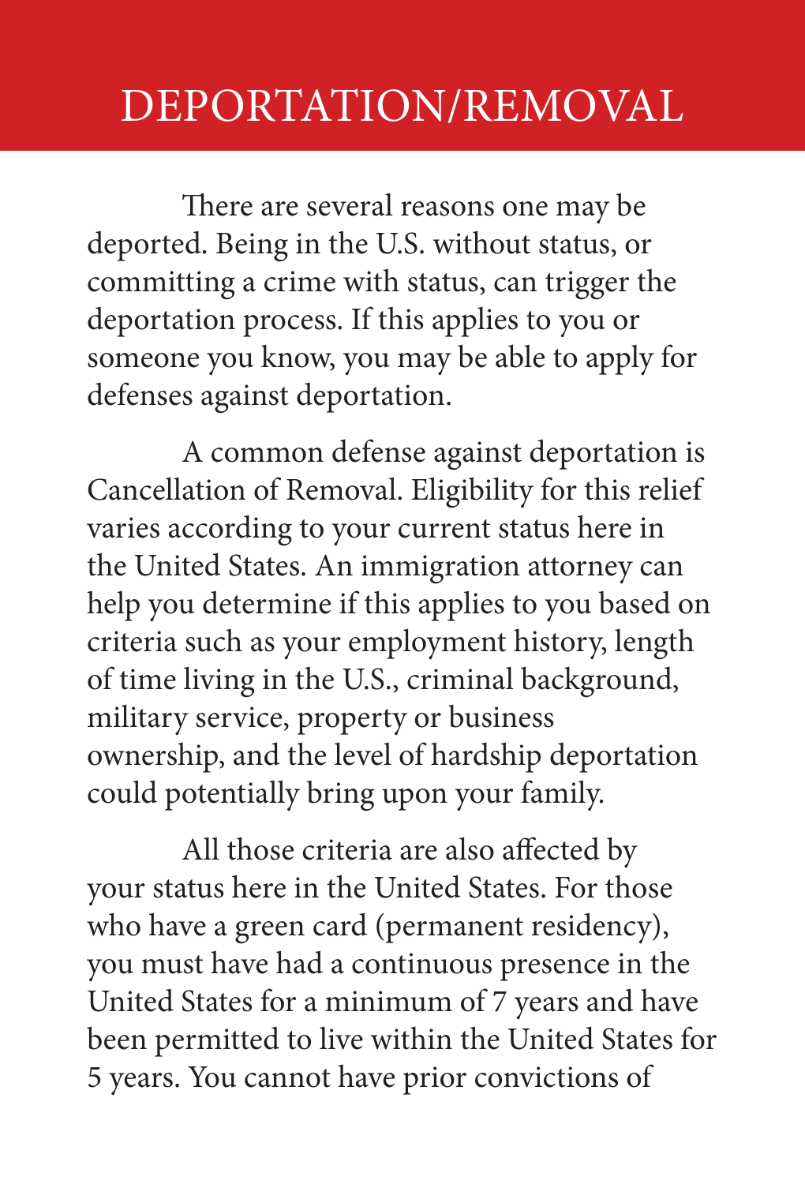# DEPORTATION/REMOVAL

There are several reasons one may be deported. Being in the U.S. without status, or committing a crime with status, can trigger the deportation process. If this applies to you or someone you know, you may be able to apply for defenses against deportation.

A common defense against deportation is Cancellation of Removal. Eligibility for this relief varies according to your current status here in the United States. An immigration attorney can help you determine if this applies to you based on criteria such as your employment history, length of time living in the U.S., criminal background, military service, property or business ownership, and the level of hardship deportation could potentially bring upon your family.

All those criteria are also affected by your status here in the United States. For those who have a green card (permanent residency), you must have had a continuous presence in the United States for a minimum of 7 years and have been permitted to live within the United States for 5 years. You cannot have prior convictions of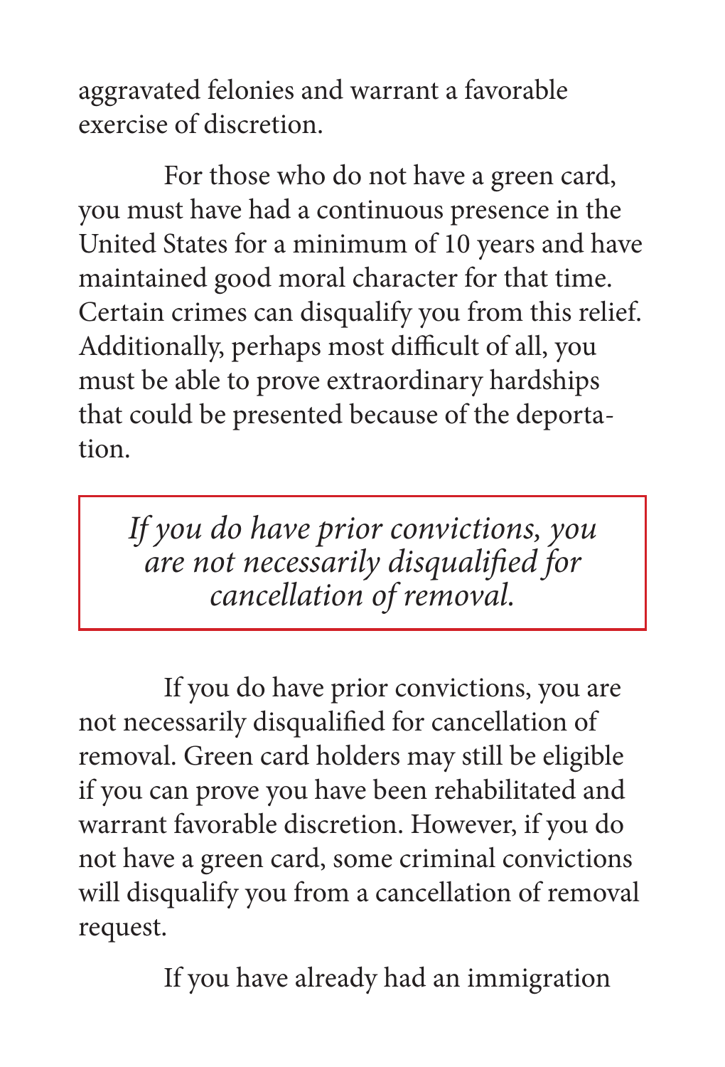aggravated felonies and warrant a favorable exercise of discretion.

For those who do not have a green card, you must have had a continuous presence in the United States for a minimum of 10 years and have maintained good moral character for that time. Certain crimes can disqualify you from this relief. Additionally, perhaps most difficult of all, you must be able to prove extraordinary hardships that could be presented because of the deportation.

> *If you do have prior convictions, you are not necessarily disqualified for cancellation of removal.*

If you do have prior convictions, you are not necessarily disqualified for cancellation of removal. Green card holders may still be eligible if you can prove you have been rehabilitated and warrant favorable discretion. However, if you do not have a green card, some criminal convictions will disqualify you from a cancellation of removal request.

If you have already had an immigration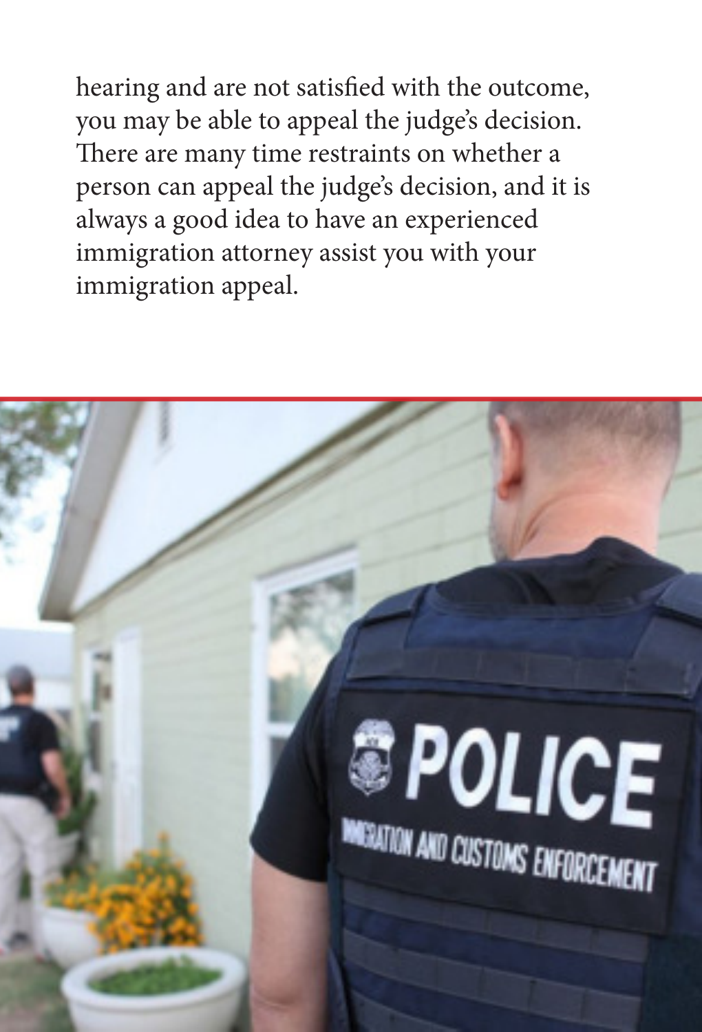hearing and are not satisfied with the outcome, you may be able to appeal the judge's decision. There are many time restraints on whether a person can appeal the judge's decision, and it is always a good idea to have an experienced immigration attorney assist you with your immigration appeal.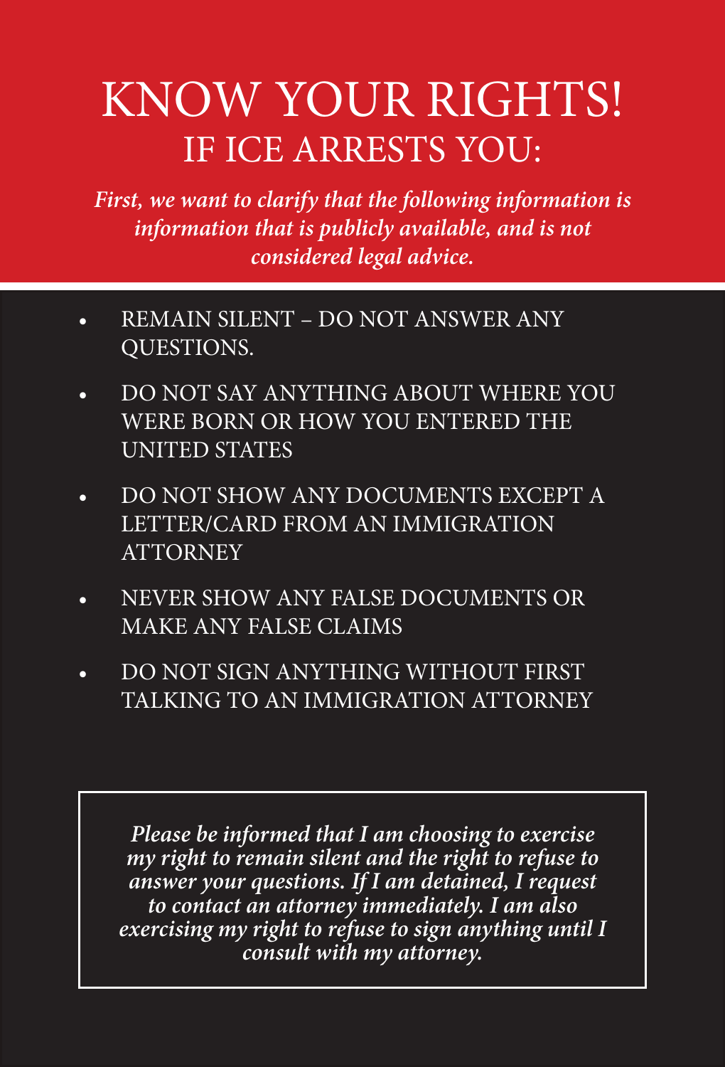# KNOW YOUR RIGHTS!

## IF ICE ARRESTS YOU:

***First, we want to clarify that the following information is information that is publicly available, and is not considered legal advice.***

- REMAIN SILENT – DO NOT ANSWER ANY QUESTIONS.
- DO NOT SAY ANYTHING ABOUT WHERE YOU WERE BORN OR HOW YOU ENTERED THE UNITED STATES
- DO NOT SHOW ANY DOCUMENTS EXCEPT A LETTER/CARD FROM AN IMMIGRATION ATTORNEY
- NEVER SHOW ANY FALSE DOCUMENTS OR MAKE ANY FALSE CLAIMS
- DO NOT SIGN ANYTHING WITHOUT FIRST TALKING TO AN IMMIGRATION ATTORNEY

***Please be informed that I am choosing to exercise my right to remain silent and the right to refuse to answer your questions. If I am detained, I request to contact an attorney immediately. I am also exercising my right to refuse to sign anything until I consult with my attorney.***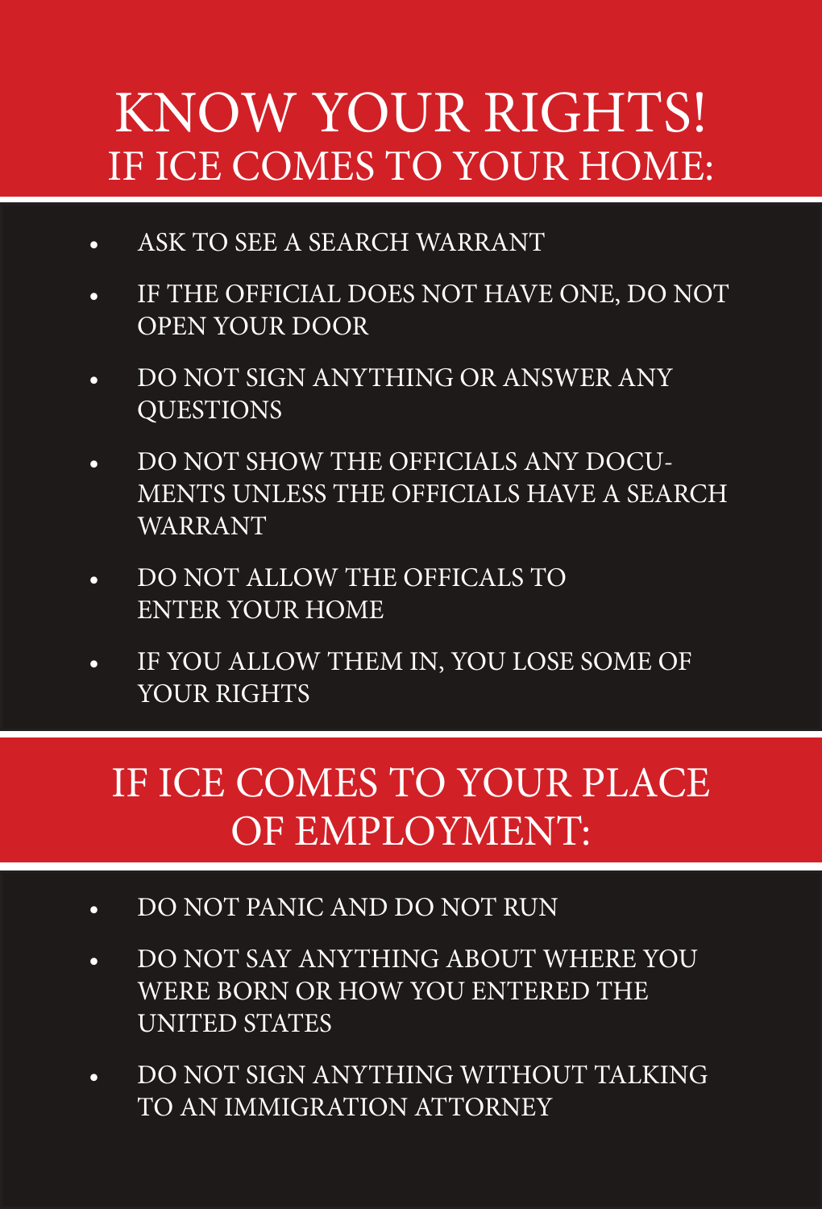# KNOW YOUR RIGHTS!

## IF ICE COMES TO YOUR HOME:

- ASK TO SEE A SEARCH WARRANT
- IF THE OFFICIAL DOES NOT HAVE ONE, DO NOT OPEN YOUR DOOR
- DO NOT SIGN ANYTHING OR ANSWER ANY QUESTIONS
- DO NOT SHOW THE OFFICIALS ANY DOCUMENTS UNLESS THE OFFICIALS HAVE A SEARCH WARRANT
- DO NOT ALLOW THE OFFICALS TO ENTER YOUR HOME
- IF YOU ALLOW THEM IN, YOU LOSE SOME OF YOUR RIGHTS

## IF ICE COMES TO YOUR PLACE OF EMPLOYMENT:

- DO NOT PANIC AND DO NOT RUN
- DO NOT SAY ANYTHING ABOUT WHERE YOU WERE BORN OR HOW YOU ENTERED THE UNITED STATES
- DO NOT SIGN ANYTHING WITHOUT TALKING TO AN IMMIGRATION ATTORNEY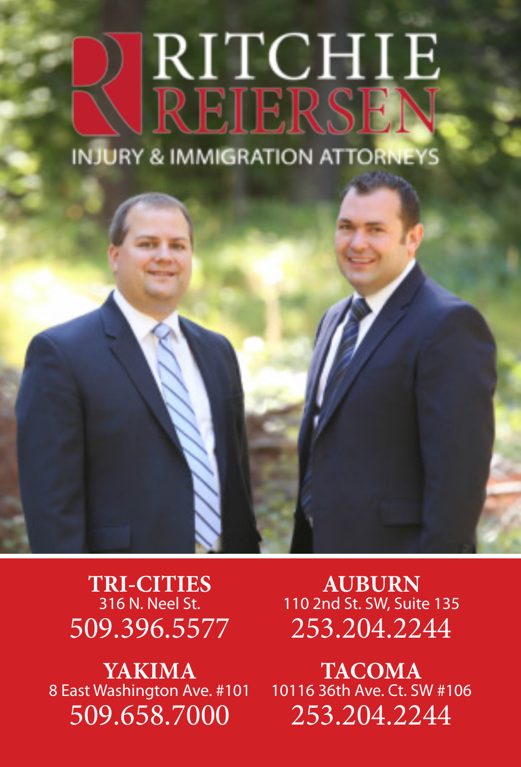# RITCHIE REIERSEN

INJURY & IMMIGRATION ATTORNEYS

**TRI-CITIES**
316 N. Neel St.
509.396.5577

**AUBURN**
110 2nd St. SW, Suite 135
253.204.2244

**YAKIMA**
8 East Washington Ave. #101
509.658.7000

**TACOMA**
10116 36th Ave. Ct. SW #106
253.204.2244